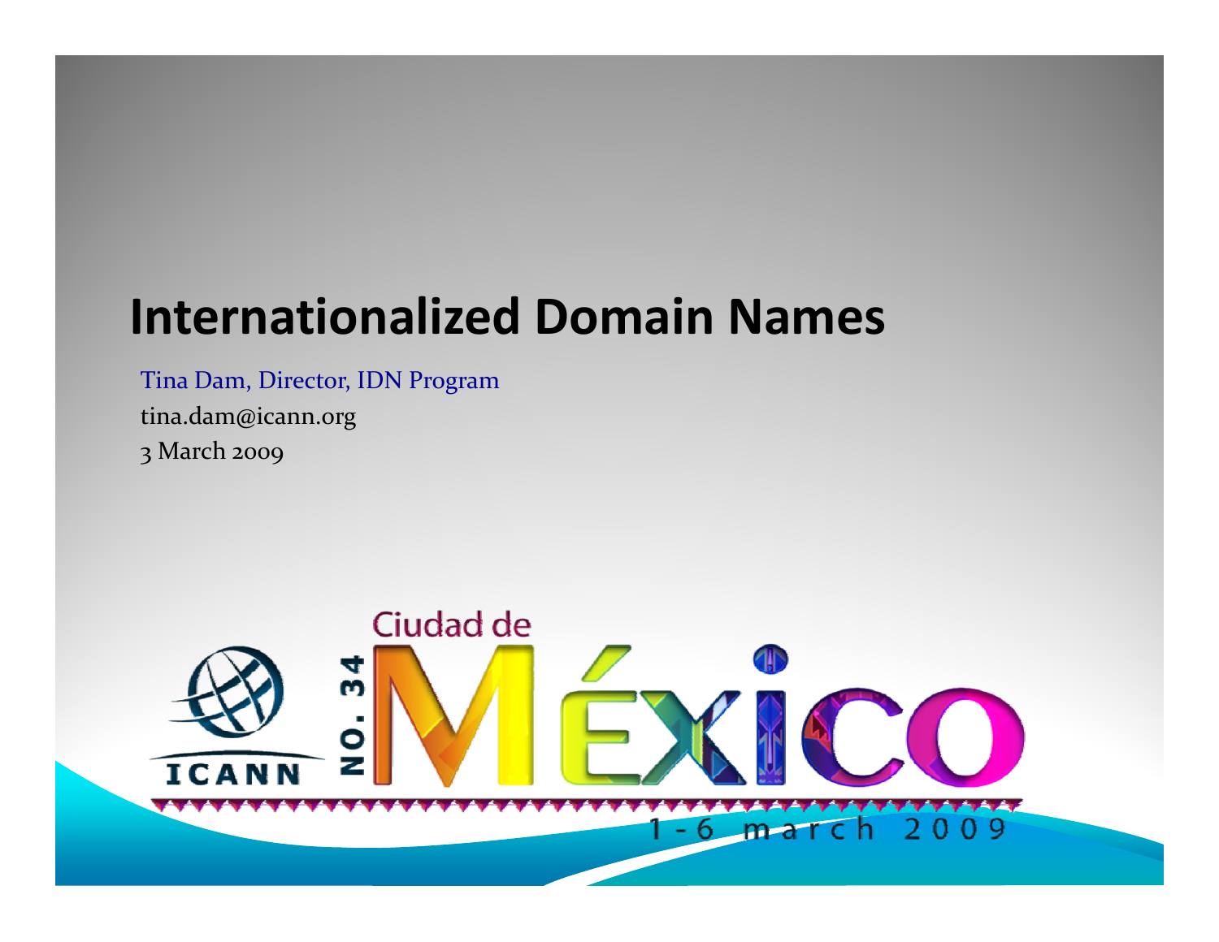# Internationalized Domain Names

Tina Dam, Director, IDN Program

tina.dam@icann.org

3 March 2009

ICANN

NO. 34

Ciudad de México

1-6 march 2009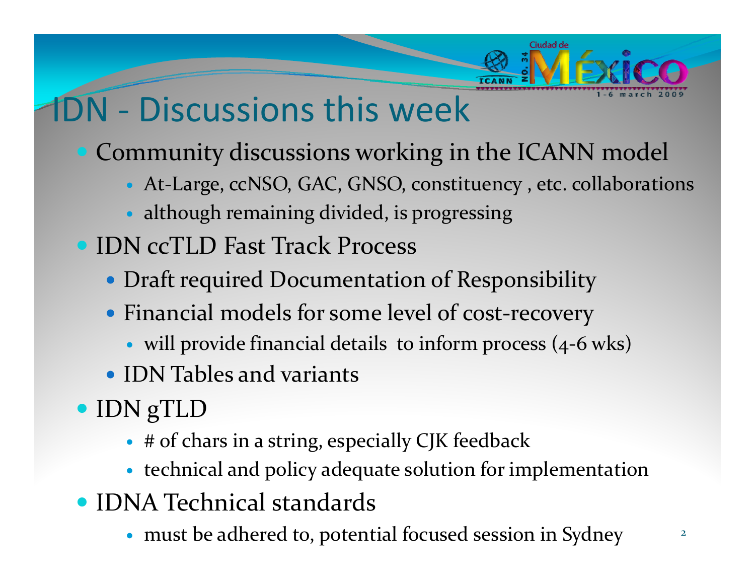# IDN - Discussions this week

- Community discussions working in the ICANN model
  - At-Large, ccNSO, GAC, GNSO, constituency , etc. collaborations
  - although remaining divided, is progressing
- IDN ccTLD Fast Track Process
  - Draft required Documentation of Responsibility
  - Financial models for some level of cost-recovery
    - will provide financial details to inform process (4-6 wks)
  - IDN Tables and variants
- IDN gTLD
  - # of chars in a string, especially CJK feedback
  - technical and policy adequate solution for implementation
- IDNA Technical standards
  - must be adhered to, potential focused session in Sydney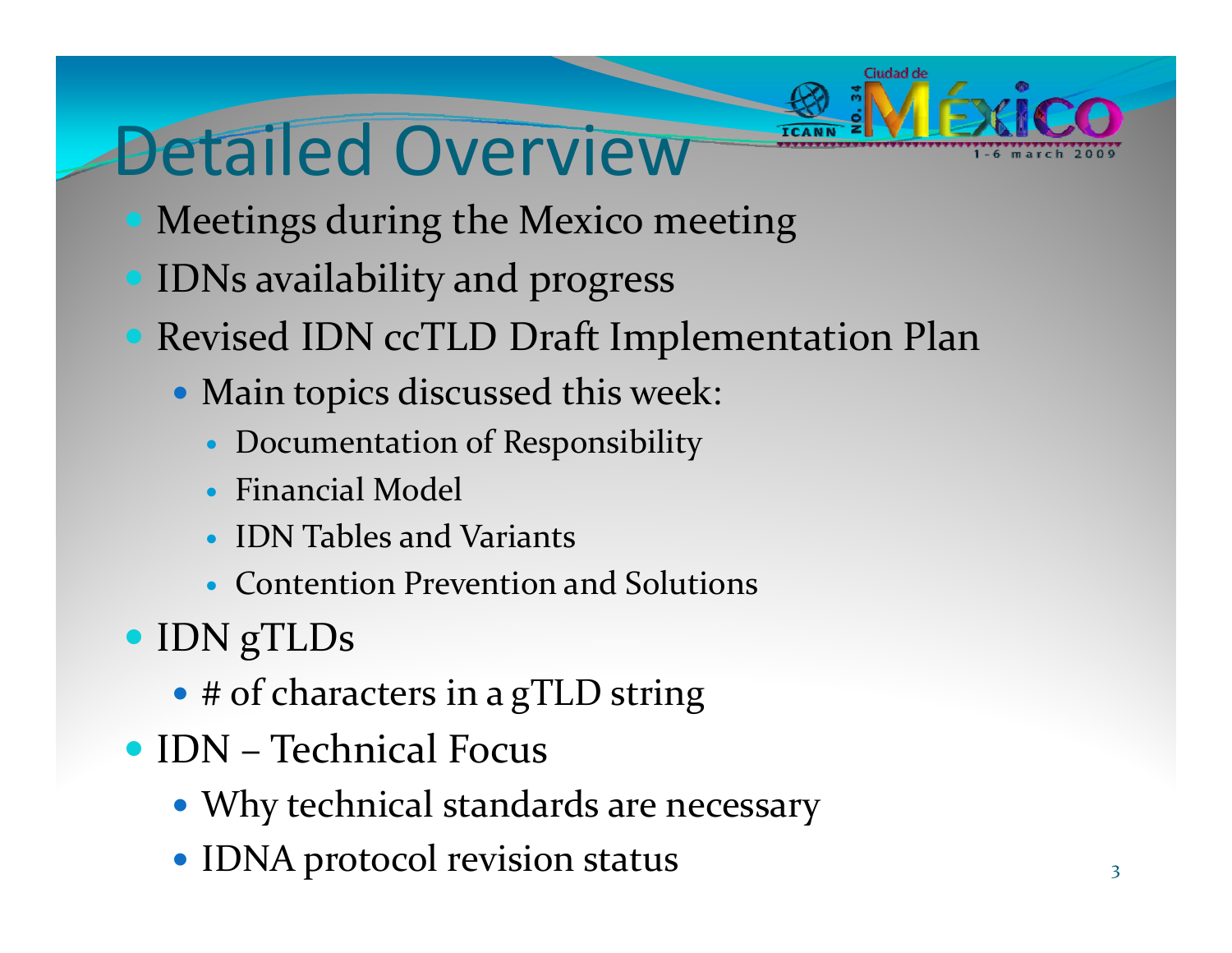# Detailed Overview

- Meetings during the Mexico meeting
- IDNs availability and progress
- Revised IDN ccTLD Draft Implementation Plan
  - Main topics discussed this week:
    - Documentation of Responsibility
    - Financial Model
    - IDN Tables and Variants
    - Contention Prevention and Solutions
- IDN gTLDs
  - # of characters in a gTLD string
- IDN – Technical Focus
  - Why technical standards are necessary
  - IDNA protocol revision status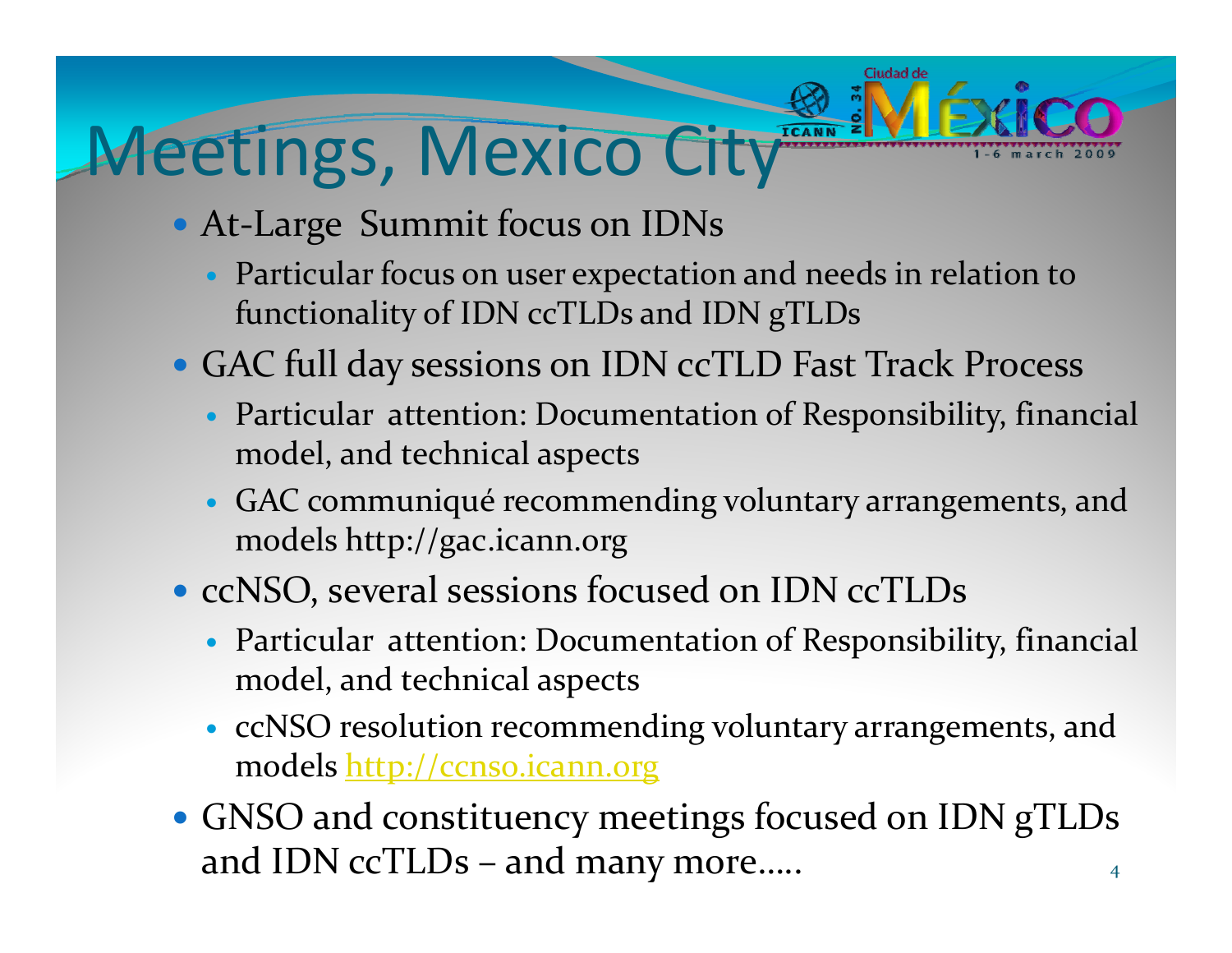# Meetings, Mexico City

- At-Large Summit focus on IDNs
  - Particular focus on user expectation and needs in relation to functionality of IDN ccTLDs and IDN gTLDs
- GAC full day sessions on IDN ccTLD Fast Track Process
  - Particular attention: Documentation of Responsibility, financial model, and technical aspects
  - GAC communiqué recommending voluntary arrangements, and models http://gac.icann.org
- ccNSO, several sessions focused on IDN ccTLDs
  - Particular attention: Documentation of Responsibility, financial model, and technical aspects
  - ccNSO resolution recommending voluntary arrangements, and models http://ccnso.icann.org
- GNSO and constituency meetings focused on IDN gTLDs and IDN ccTLDs – and many more.....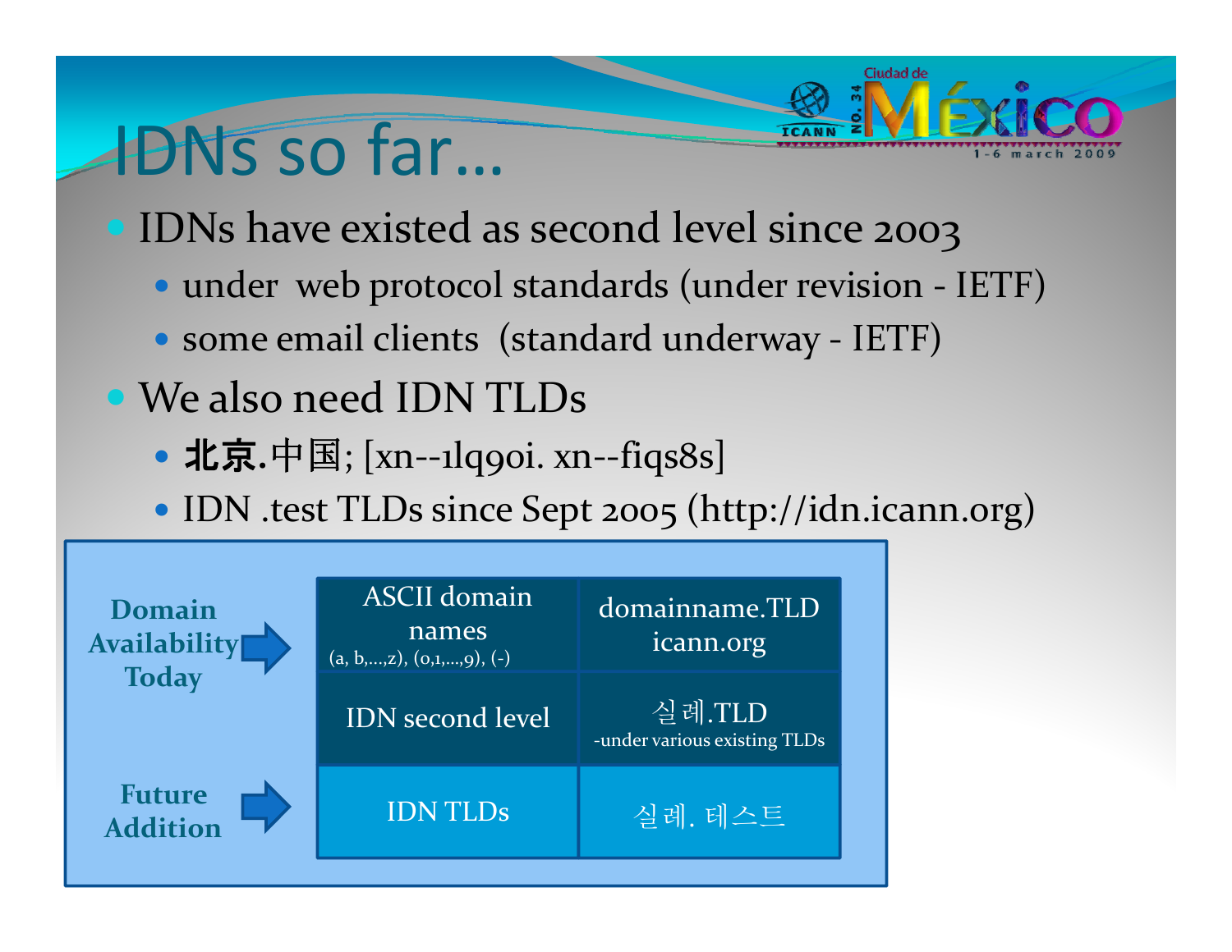# IDNs so far…

- IDNs have existed as second level since 2003
  - under web protocol standards (under revision - IETF)
  - some email clients (standard underway - IETF)
- We also need IDN TLDs
  - **北京**.中国; [xn--1lq90i. xn--fiqs8s]
  - IDN .test TLDs since Sept 2005 (http://idn.icann.org)

| | | |
|---|---|---|
| **Domain Availability Today** | ASCII domain names (a, b,…,z), (0,1,…,9), (-) | domainname.TLD icann.org |
| | IDN second level | 실례.TLD -under various existing TLDs |
| **Future Addition** | IDN TLDs | 실례. 테스트 |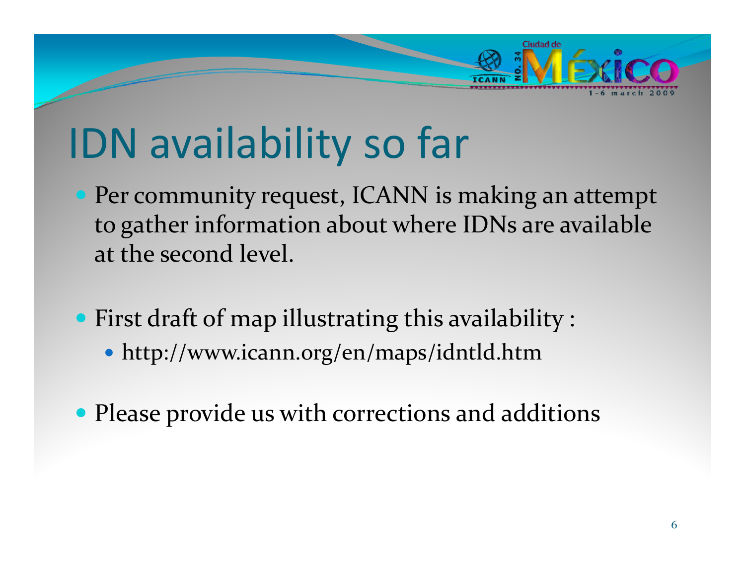# IDN availability so far

- Per community request, ICANN is making an attempt to gather information about where IDNs are available at the second level.
- First draft of map illustrating this availability :
  - http://www.icann.org/en/maps/idntld.htm
- Please provide us with corrections and additions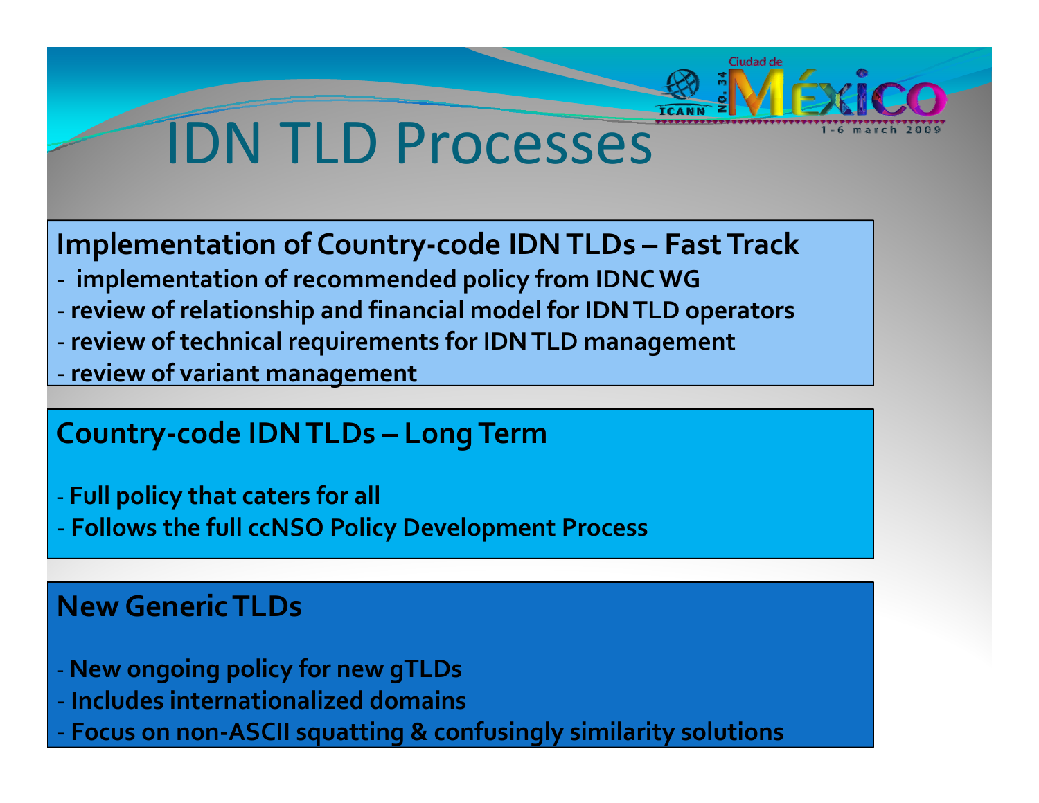# IDN TLD Processes

**Implementation of Country-code IDN TLDs – Fast Track**

- **implementation of recommended policy from IDNC WG**
- **review of relationship and financial model for IDN TLD operators**
- **review of technical requirements for IDN TLD management**
- **review of variant management**

**Country-code IDN TLDs – Long Term**

- **Full policy that caters for all**
- **Follows the full ccNSO Policy Development Process**

**New Generic TLDs**

- **New ongoing policy for new gTLDs**
- **Includes internationalized domains**
- **Focus on non-ASCII squatting & confusingly similarity solutions**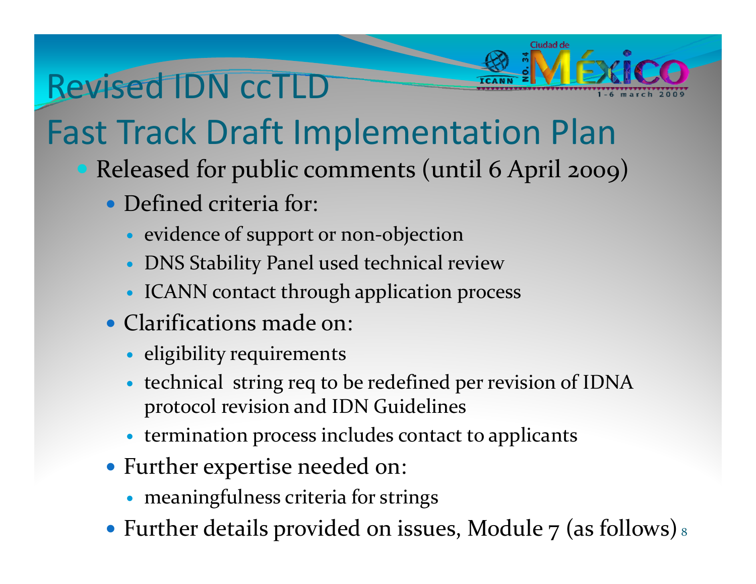# Revised IDN ccTLD Fast Track Draft Implementation Plan

- Released for public comments (until 6 April 2009)
  - Defined criteria for:
    - evidence of support or non-objection
    - DNS Stability Panel used technical review
    - ICANN contact through application process
  - Clarifications made on:
    - eligibility requirements
    - technical string req to be redefined per revision of IDNA protocol revision and IDN Guidelines
    - termination process includes contact to applicants
  - Further expertise needed on:
    - meaningfulness criteria for strings
  - Further details provided on issues, Module 7 (as follows)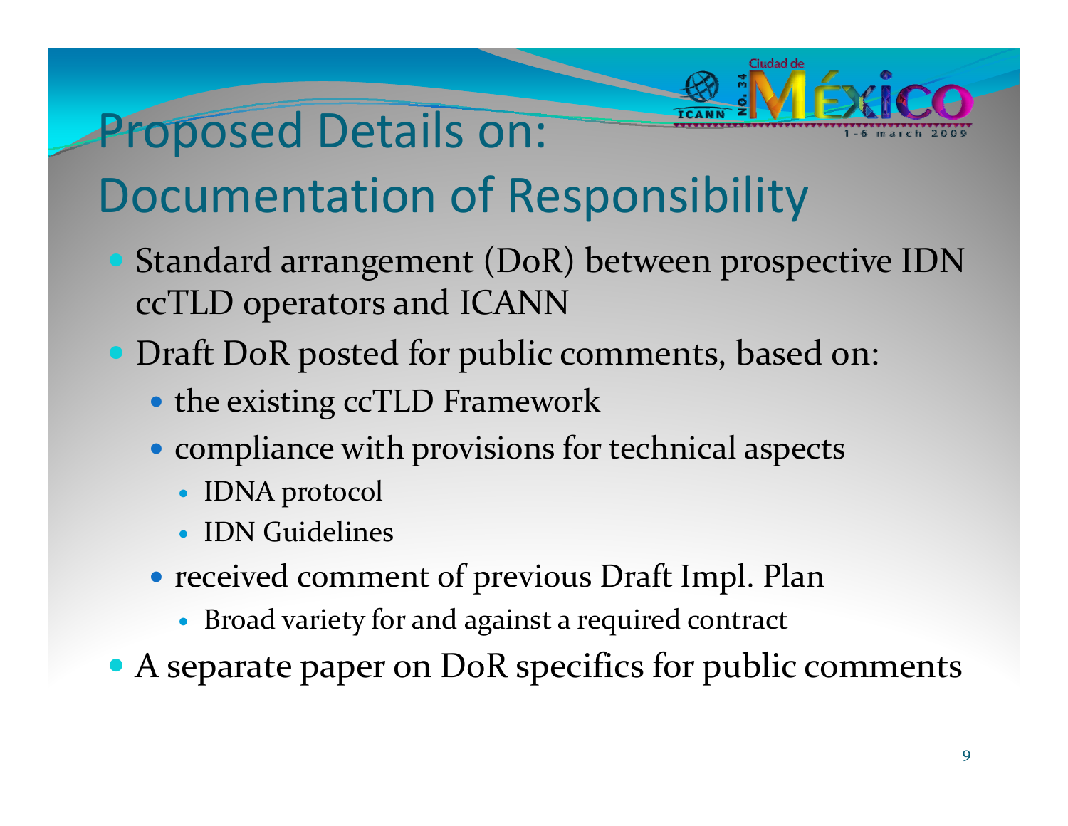# Proposed Details on: Documentation of Responsibility

- Standard arrangement (DoR) between prospective IDN ccTLD operators and ICANN
- Draft DoR posted for public comments, based on:
  - the existing ccTLD Framework
  - compliance with provisions for technical aspects
    - IDNA protocol
    - IDN Guidelines
  - received comment of previous Draft Impl. Plan
    - Broad variety for and against a required contract
- A separate paper on DoR specifics for public comments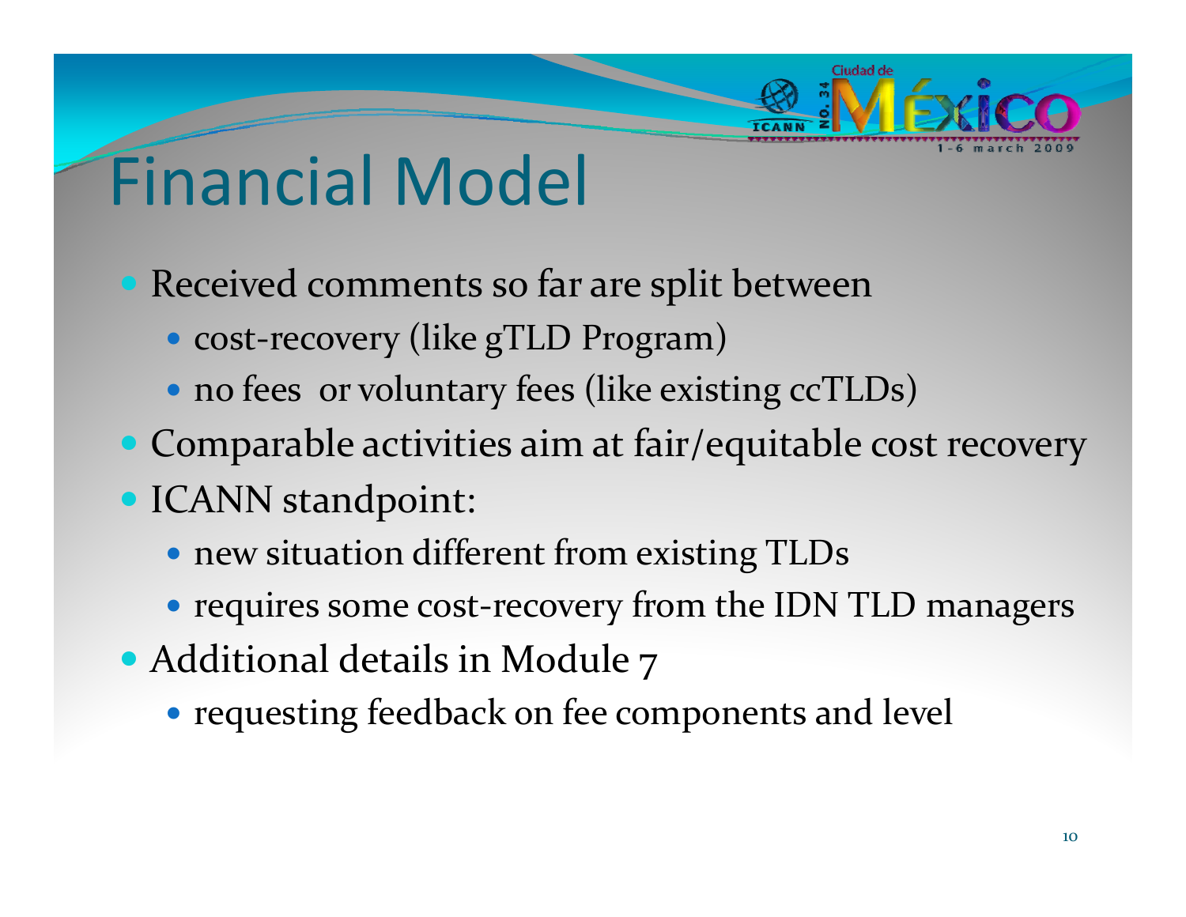# Financial Model

- Received comments so far are split between
  - cost-recovery (like gTLD Program)
  - no fees  or voluntary fees (like existing ccTLDs)
- Comparable activities aim at fair/equitable cost recovery
- ICANN standpoint:
  - new situation different from existing TLDs
  - requires some cost-recovery from the IDN TLD managers
- Additional details in Module 7
  - requesting feedback on fee components and level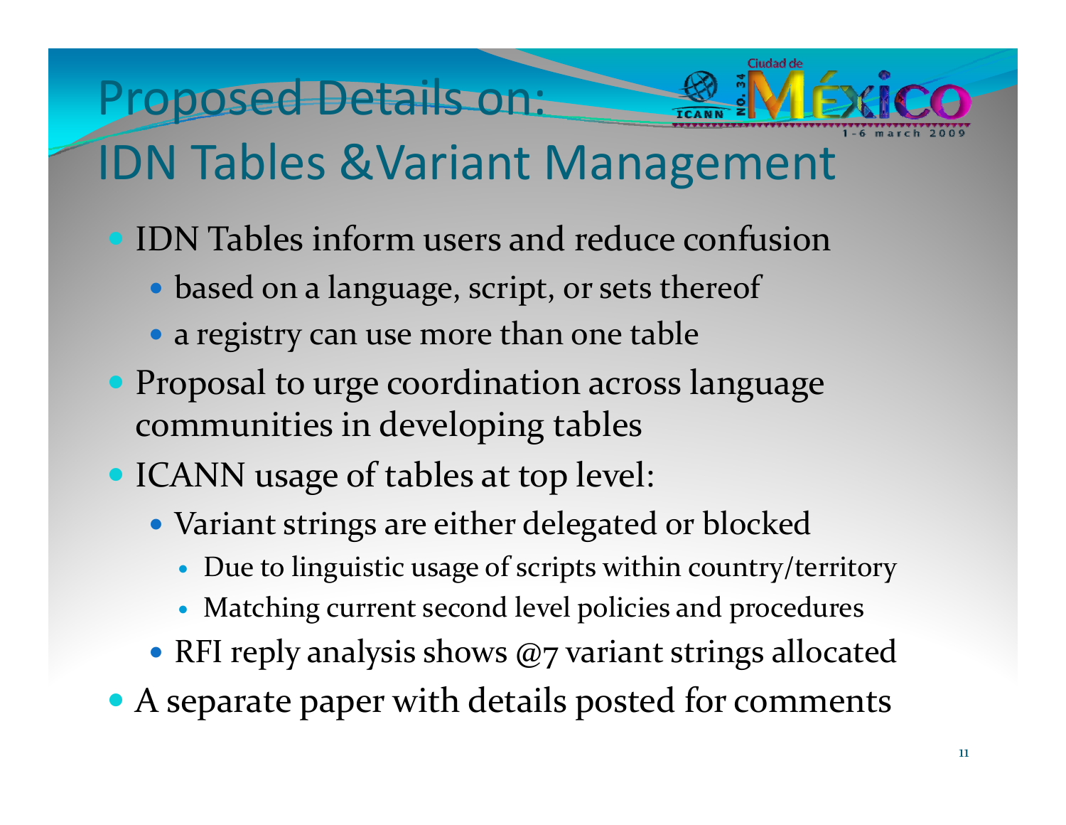# Proposed Details on: IDN Tables &Variant Management

- IDN Tables inform users and reduce confusion
  - based on a language, script, or sets thereof
  - a registry can use more than one table
- Proposal to urge coordination across language communities in developing tables
- ICANN usage of tables at top level:
  - Variant strings are either delegated or blocked
    - Due to linguistic usage of scripts within country/territory
    - Matching current second level policies and procedures
  - RFI reply analysis shows @7 variant strings allocated
- A separate paper with details posted for comments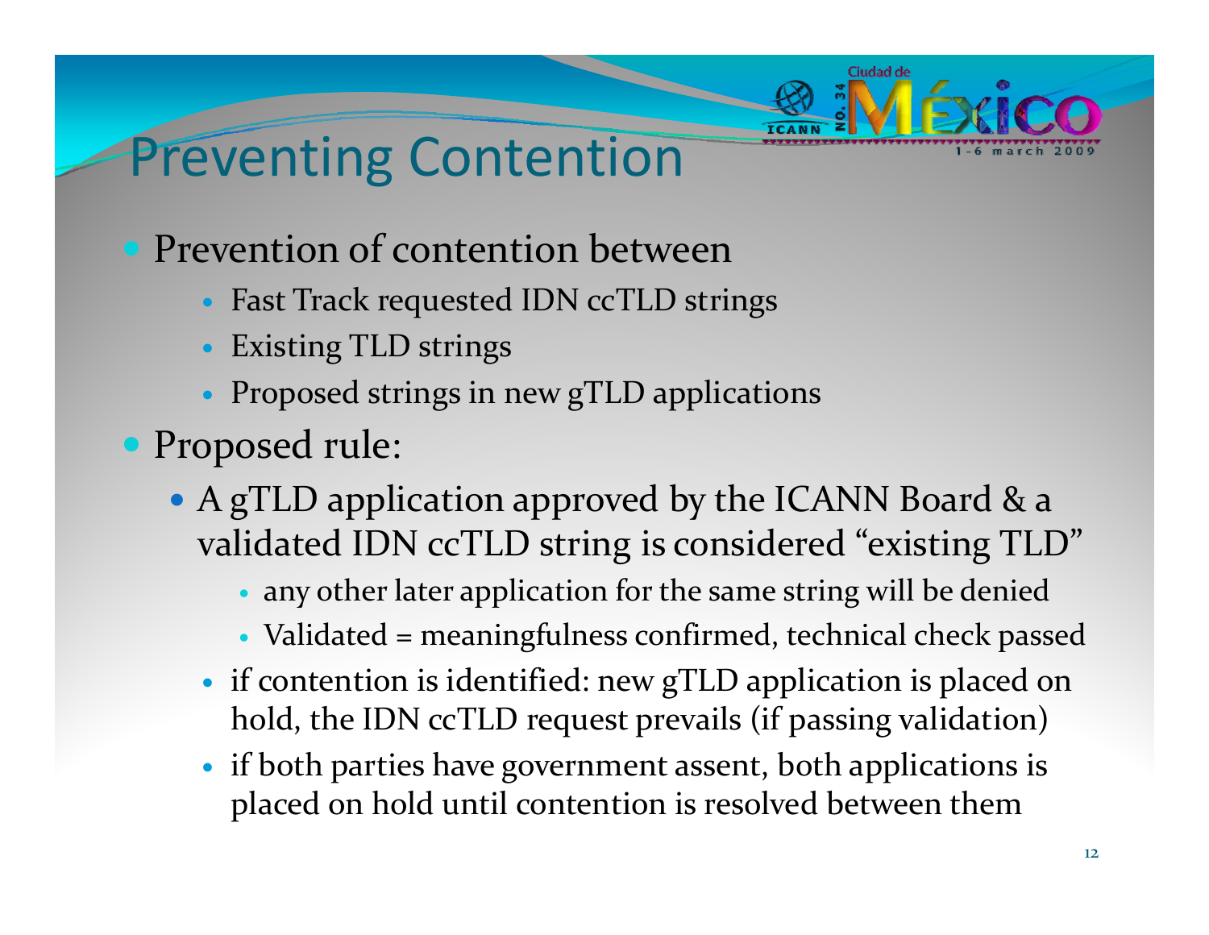# Preventing Contention

- Prevention of contention between
  - Fast Track requested IDN ccTLD strings
  - Existing TLD strings
  - Proposed strings in new gTLD applications
- Proposed rule:
  - A gTLD application approved by the ICANN Board & a validated IDN ccTLD string is considered "existing TLD"
    - any other later application for the same string will be denied
    - Validated = meaningfulness confirmed, technical check passed
  - if contention is identified: new gTLD application is placed on hold, the IDN ccTLD request prevails (if passing validation)
  - if both parties have government assent, both applications is placed on hold until contention is resolved between them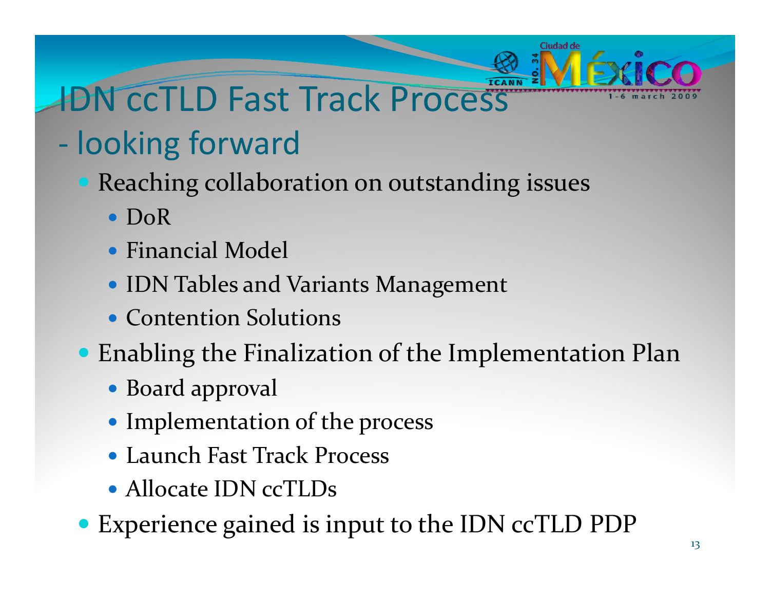# IDN ccTLD Fast Track Process - looking forward

- Reaching collaboration on outstanding issues
  - DoR
  - Financial Model
  - IDN Tables and Variants Management
  - Contention Solutions
- Enabling the Finalization of the Implementation Plan
  - Board approval
  - Implementation of the process
  - Launch Fast Track Process
  - Allocate IDN ccTLDs
- Experience gained is input to the IDN ccTLD PDP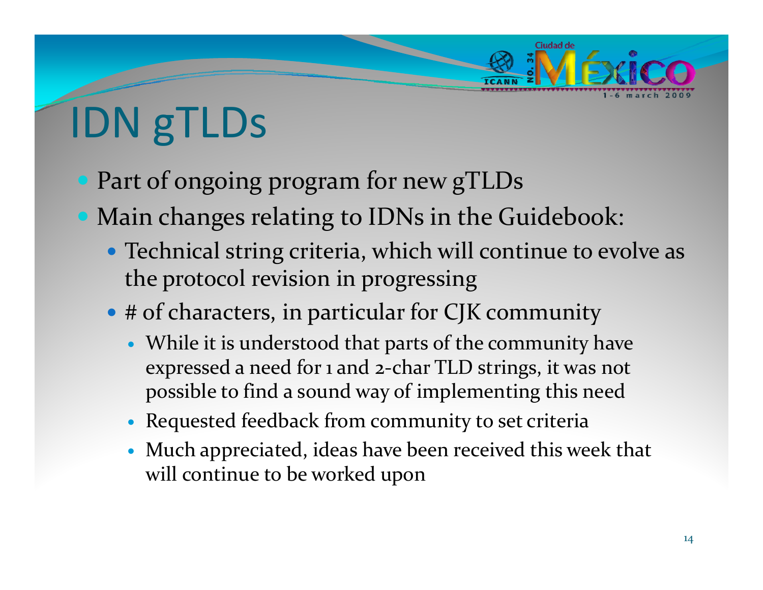# IDN gTLDs

- Part of ongoing program for new gTLDs
- Main changes relating to IDNs in the Guidebook:
  - Technical string criteria, which will continue to evolve as the protocol revision in progressing
  - # of characters, in particular for CJK community
    - While it is understood that parts of the community have expressed a need for 1 and 2-char TLD strings, it was not possible to find a sound way of implementing this need
    - Requested feedback from community to set criteria
    - Much appreciated, ideas have been received this week that will continue to be worked upon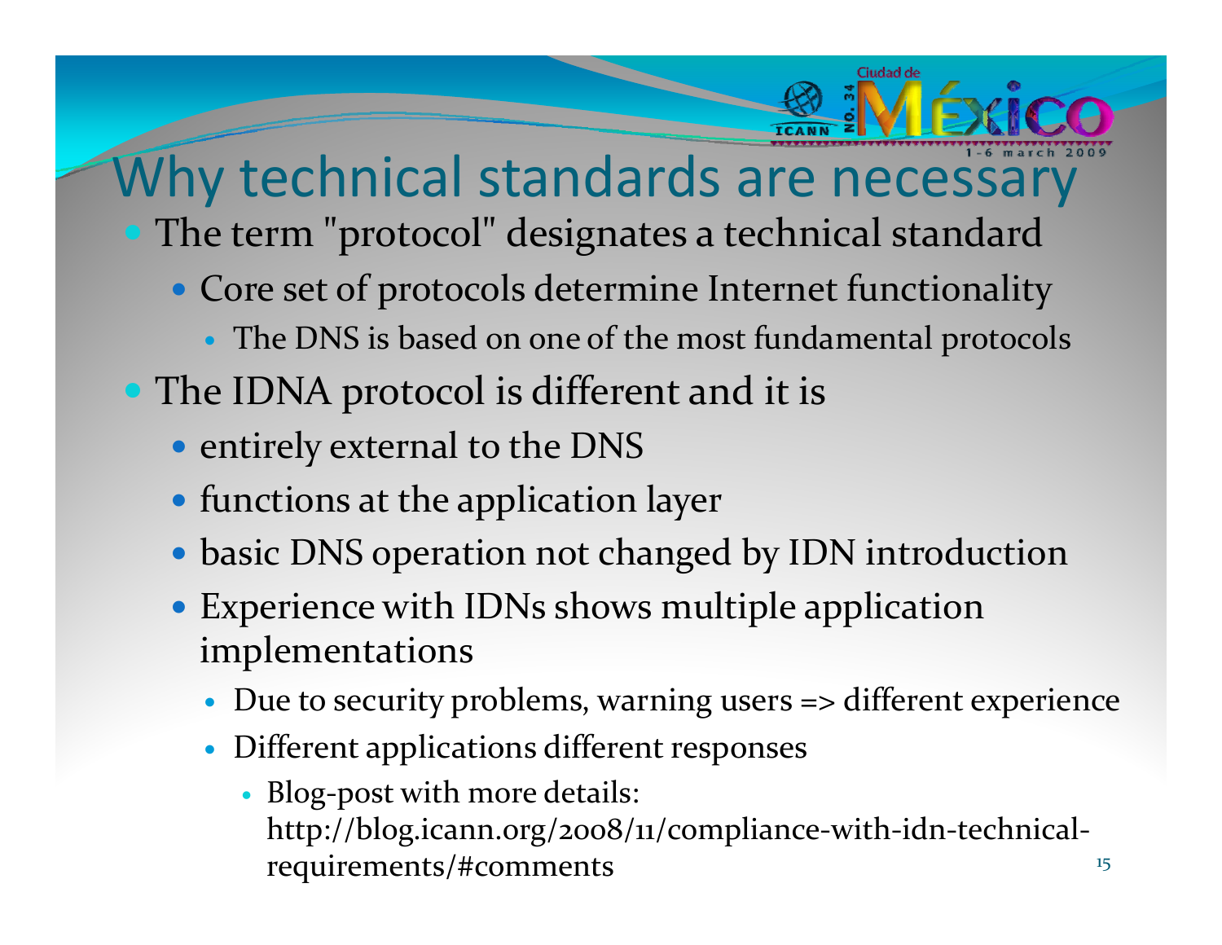# Why technical standards are necessary

- The term "protocol" designates a technical standard
  - Core set of protocols determine Internet functionality
    - The DNS is based on one of the most fundamental protocols
- The IDNA protocol is different and it is
  - entirely external to the DNS
  - functions at the application layer
  - basic DNS operation not changed by IDN introduction
  - Experience with IDNs shows multiple application implementations
    - Due to security problems, warning users => different experience
    - Different applications different responses
      - Blog-post with more details: http://blog.icann.org/2008/11/compliance-with-idn-technical-requirements/#comments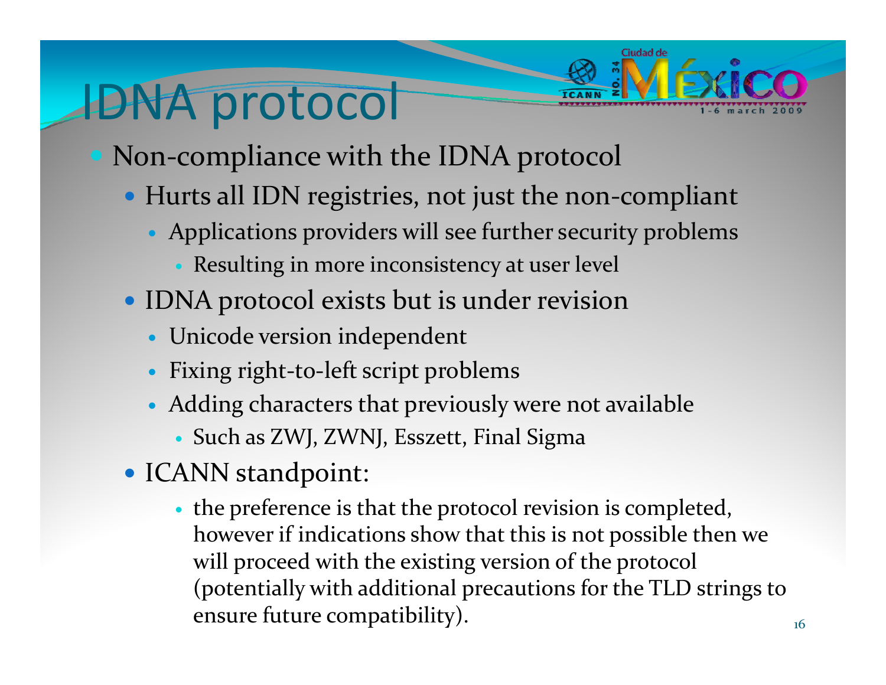# IDNA protocol

- Non-compliance with the IDNA protocol
  - Hurts all IDN registries, not just the non-compliant
    - Applications providers will see further security problems
      - Resulting in more inconsistency at user level
  - IDNA protocol exists but is under revision
    - Unicode version independent
    - Fixing right-to-left script problems
    - Adding characters that previously were not available
      - Such as ZWJ, ZWNJ, Esszett, Final Sigma
  - ICANN standpoint:
    - the preference is that the protocol revision is completed, however if indications show that this is not possible then we will proceed with the existing version of the protocol (potentially with additional precautions for the TLD strings to ensure future compatibility).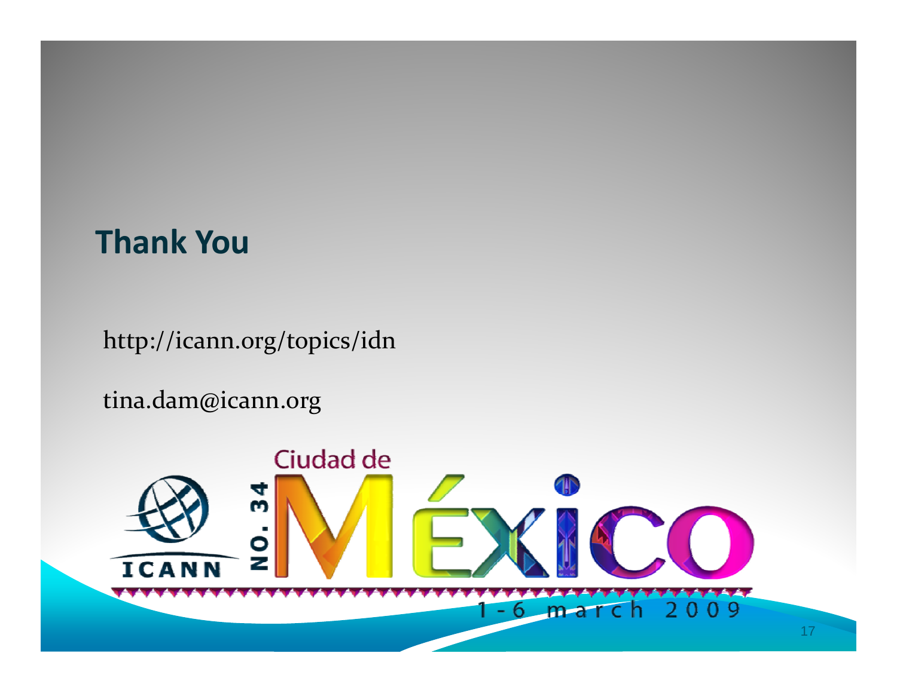## Thank You

http://icann.org/topics/idn

tina.dam@icann.org